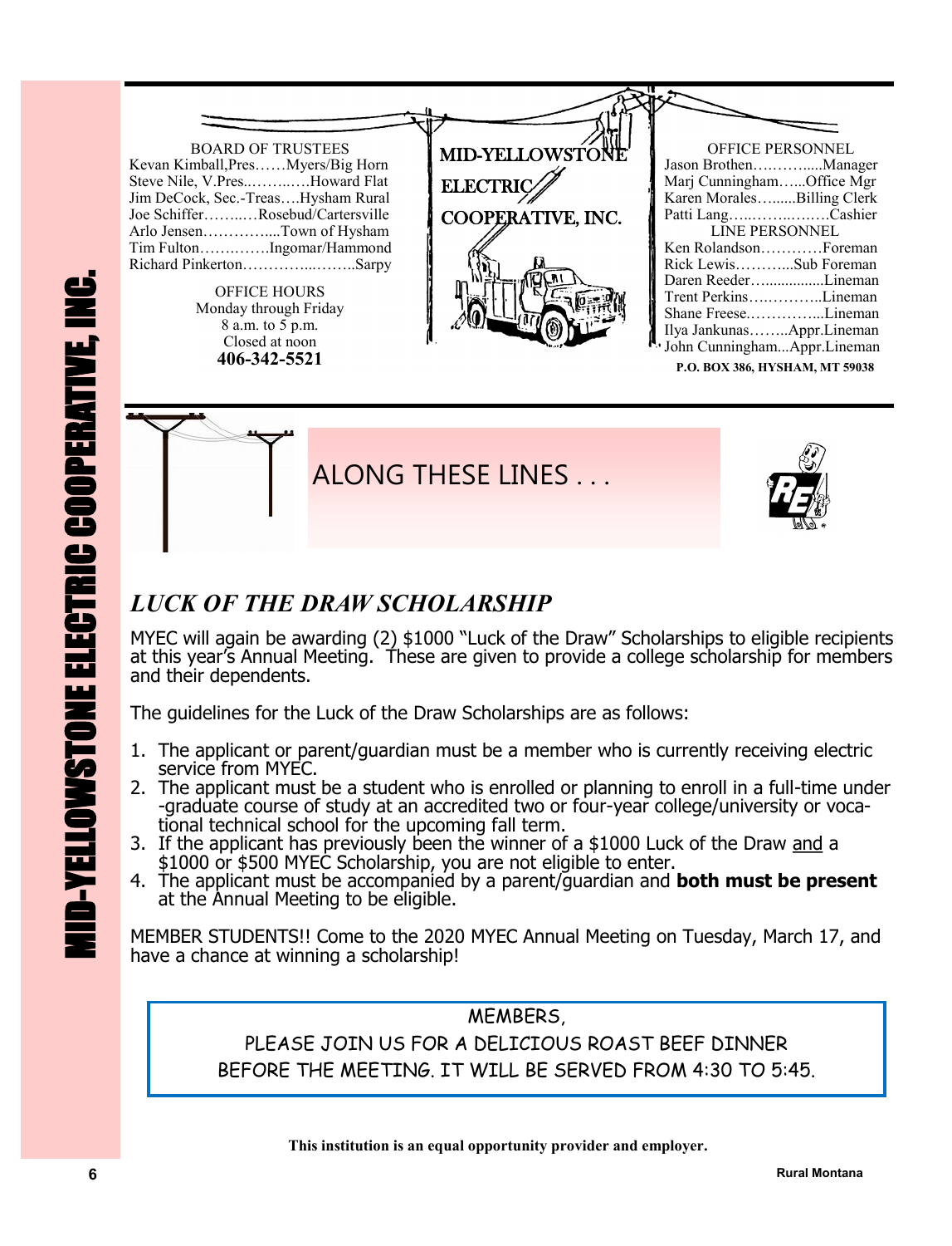MID-YELLOWSTONE ELECTRIC COOPERATIVE, INC.

# MID-YELLOWSTONE ELECTRIC COOPERATIVE, INC.

BOARD OF TRUSTEES

Kevan Kimball,Pres……Myers/Big Horn
Steve Nile, V.Pres..……..…..Howard Flat
Jim DeCock, Sec.-Treas….Hysham Rural
Joe Schiffer……..…Rosebud/Cartersville
Arlo Jensen…………....Town of Hysham
Tim Fulton…….…….Ingomar/Hammond
Richard Pinkerton…………...……..Sarpy

OFFICE HOURS
Monday through Friday
8 a.m. to 5 p.m.
Closed at noon
**406-342-5521**

OFFICE PERSONNEL

Jason Brothen…….…......Manager
Marj Cunningham…...Office Mgr
Karen Morales…......Billing Clerk
Patti Lang…..……..……Cashier

LINE PERSONNEL

Ken Rolandson…………Foreman
Rick Lewis………...Sub Foreman
Daren Reeder…..............Lineman
Trent Perkins…..………..Lineman
Shane Freese..…………...Lineman
Ilya Jankunas……..Appr.Lineman
John Cunningham...Appr.Lineman

**P.O. BOX 386, HYSHAM, MT 59038**

## ALONG THESE LINES . . .

### *LUCK OF THE DRAW SCHOLARSHIP*

MYEC will again be awarding (2) $1000 "Luck of the Draw" Scholarships to eligible recipients at this year's Annual Meeting. These are given to provide a college scholarship for members and their dependents.

The guidelines for the Luck of the Draw Scholarships are as follows:

1. The applicant or parent/guardian must be a member who is currently receiving electric service from MYEC.
2. The applicant must be a student who is enrolled or planning to enroll in a full-time under-graduate course of study at an accredited two or four-year college/university or vocational technical school for the upcoming fall term.
3. If the applicant has previously been the winner of a $1000 Luck of the Draw and a $1000 or $500 MYEC Scholarship, you are not eligible to enter.
4. The applicant must be accompanied by a parent/guardian and **both must be present** at the Annual Meeting to be eligible.

MEMBER STUDENTS!! Come to the 2020 MYEC Annual Meeting on Tuesday, March 17, and have a chance at winning a scholarship!

MEMBERS,
PLEASE JOIN US FOR A DELICIOUS ROAST BEEF DINNER
BEFORE THE MEETING. IT WILL BE SERVED FROM 4:30 TO 5:45.

**This institution is an equal opportunity provider and employer.**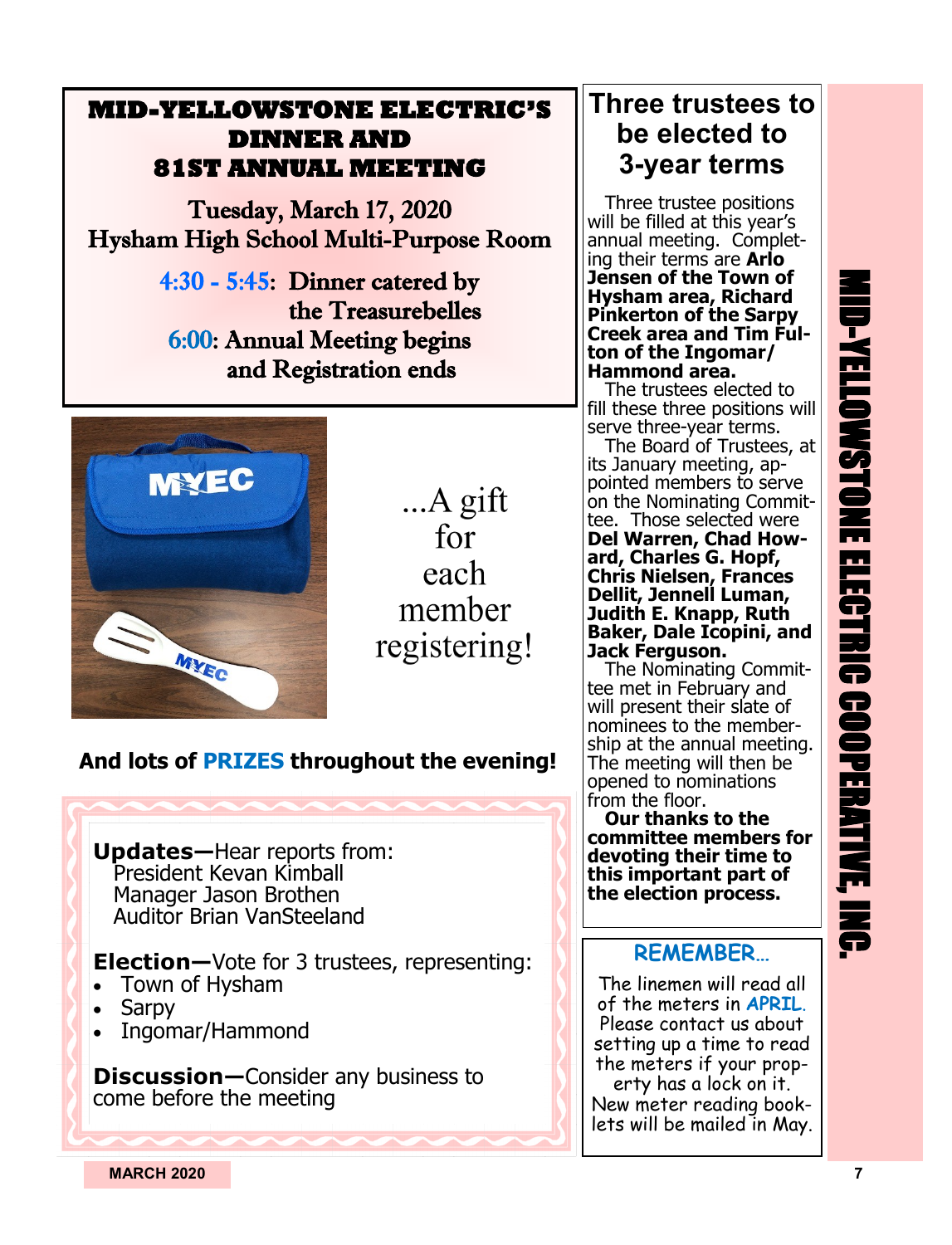# MID-YELLOWSTONE ELECTRIC'S DINNER AND 81ST ANNUAL MEETING

**Tuesday, March 17, 2020**
**Hysham High School Multi-Purpose Room**

**4:30 - 5:45: Dinner catered by the Treasurebelles**
**6:00: Annual Meeting begins and Registration ends**

...A gift for each member registering!

**And lots of PRIZES throughout the evening!**

**Updates—**Hear reports from:
President Kevan Kimball
Manager Jason Brothen
Auditor Brian VanSteeland

**Election—**Vote for 3 trustees, representing:

- Town of Hysham
- Sarpy
- Ingomar/Hammond

**Discussion—**Consider any business to come before the meeting

## Three trustees to be elected to 3-year terms

Three trustee positions will be filled at this year's annual meeting. Completing their terms are **Arlo Jensen of the Town of Hysham area, Richard Pinkerton of the Sarpy Creek area and Tim Fulton of the Ingomar/Hammond area.**

The trustees elected to fill these three positions will serve three-year terms.

The Board of Trustees, at its January meeting, appointed members to serve on the Nominating Committee. Those selected were **Del Warren, Chad Howard, Charles G. Hopf, Chris Nielsen, Frances Dellit, Jennell Luman, Judith E. Knapp, Ruth Baker, Dale Icopini, and Jack Ferguson.**

The Nominating Committee met in February and will present their slate of nominees to the membership at the annual meeting. The meeting will then be opened to nominations from the floor.

**Our thanks to the committee members for devoting their time to this important part of the election process.**

## REMEMBER...

The linemen will read all of the meters in APRIL. Please contact us about setting up a time to read the meters if your property has a lock on it. New meter reading booklets will be mailed in May.